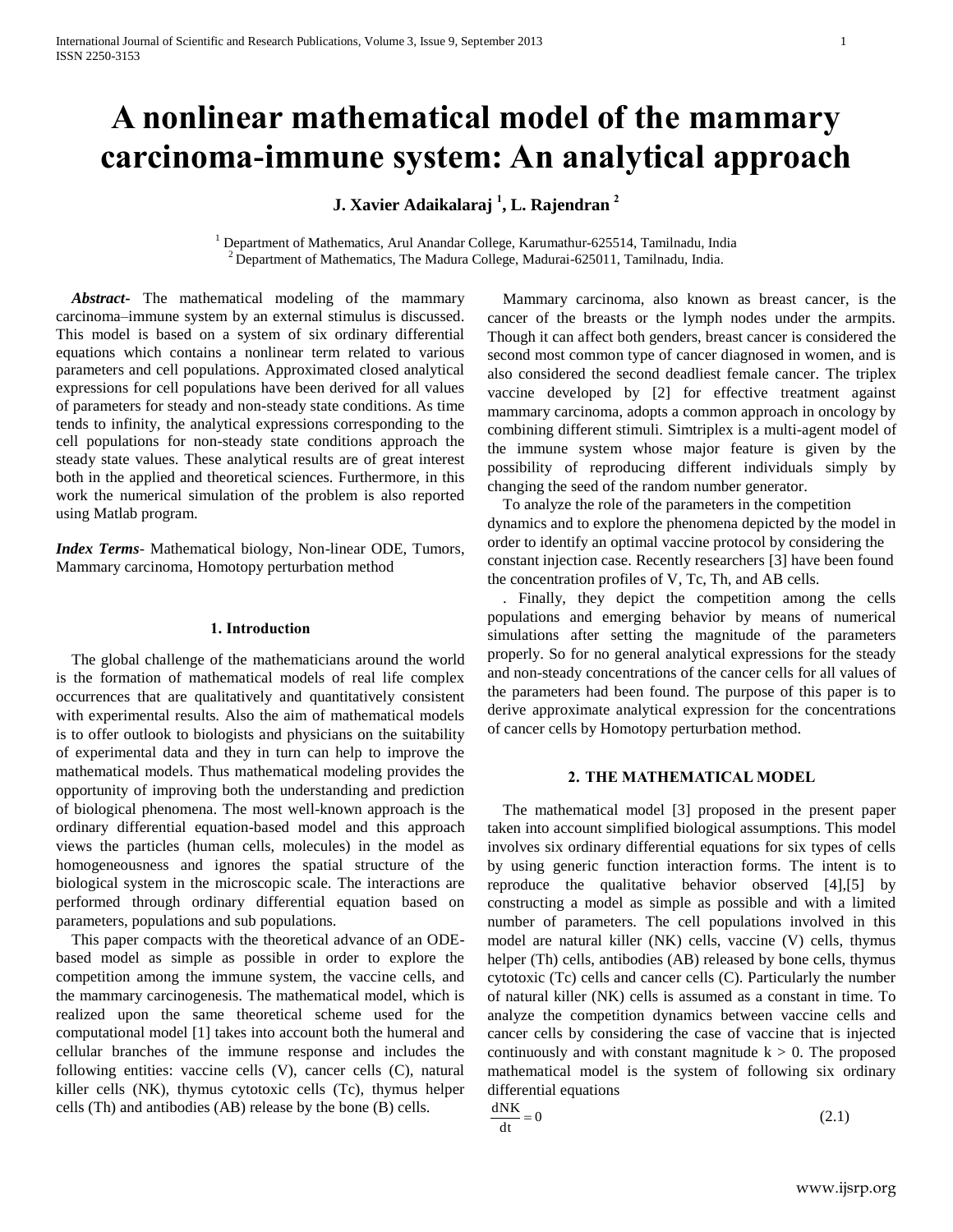# A nonlinear mathematical model of the mammary carcinoma-immune system: An analytical approach

**J. Xavier Adaikalaraj [1], L. Rajendran [2]**

[1] Department of Mathematics, Arul Anandar College, Karumathur-625514, Tamilnadu, India
[2] Department of Mathematics, The Madura College, Madurai-625011, Tamilnadu, India.

***Abstract***- The mathematical modeling of the mammary carcinoma–immune system by an external stimulus is discussed. This model is based on a system of six ordinary differential equations which contains a nonlinear term related to various parameters and cell populations. Approximated closed analytical expressions for cell populations have been derived for all values of parameters for steady and non-steady state conditions. As time tends to infinity, the analytical expressions corresponding to the cell populations for non-steady state conditions approach the steady state values. These analytical results are of great interest both in the applied and theoretical sciences. Furthermore, in this work the numerical simulation of the problem is also reported using Matlab program.

***Index Terms***- Mathematical biology, Non-linear ODE, Tumors, Mammary carcinoma, Homotopy perturbation method

## 1. Introduction

The global challenge of the mathematicians around the world is the formation of mathematical models of real life complex occurrences that are qualitatively and quantitatively consistent with experimental results. Also the aim of mathematical models is to offer outlook to biologists and physicians on the suitability of experimental data and they in turn can help to improve the mathematical models. Thus mathematical modeling provides the opportunity of improving both the understanding and prediction of biological phenomena. The most well-known approach is the ordinary differential equation-based model and this approach views the particles (human cells, molecules) in the model as homogeneousness and ignores the spatial structure of the biological system in the microscopic scale. The interactions are performed through ordinary differential equation based on parameters, populations and sub populations.

This paper compacts with the theoretical advance of an ODE-based model as simple as possible in order to explore the competition among the immune system, the vaccine cells, and the mammary carcinogenesis. The mathematical model, which is realized upon the same theoretical scheme used for the computational model [1] takes into account both the humeral and cellular branches of the immune response and includes the following entities: vaccine cells (V), cancer cells (C), natural killer cells (NK), thymus cytotoxic cells (Tc), thymus helper cells (Th) and antibodies (AB) release by the bone (B) cells.

Mammary carcinoma, also known as breast cancer, is the cancer of the breasts or the lymph nodes under the armpits. Though it can affect both genders, breast cancer is considered the second most common type of cancer diagnosed in women, and is also considered the second deadliest female cancer. The triplex vaccine developed by [2] for effective treatment against mammary carcinoma, adopts a common approach in oncology by combining different stimuli. Simtriplex is a multi-agent model of the immune system whose major feature is given by the possibility of reproducing different individuals simply by changing the seed of the random number generator.

To analyze the role of the parameters in the competition dynamics and to explore the phenomena depicted by the model in order to identify an optimal vaccine protocol by considering the constant injection case. Recently researchers [3] have been found the concentration profiles of V, Tc, Th, and AB cells.

. Finally, they depict the competition among the cells populations and emerging behavior by means of numerical simulations after setting the magnitude of the parameters properly. So for no general analytical expressions for the steady and non-steady concentrations of the cancer cells for all values of the parameters had been found. The purpose of this paper is to derive approximate analytical expression for the concentrations of cancer cells by Homotopy perturbation method.

## 2. THE MATHEMATICAL MODEL

The mathematical model [3] proposed in the present paper taken into account simplified biological assumptions. This model involves six ordinary differential equations for six types of cells by using generic function interaction forms. The intent is to reproduce the qualitative behavior observed [4],[5] by constructing a model as simple as possible and with a limited number of parameters. The cell populations involved in this model are natural killer (NK) cells, vaccine (V) cells, thymus helper (Th) cells, antibodies (AB) released by bone cells, thymus cytotoxic (Tc) cells and cancer cells (C). Particularly the number of natural killer (NK) cells is assumed as a constant in time. To analyze the competition dynamics between vaccine cells and cancer cells by considering the case of vaccine that is injected continuously and with constant magnitude $k > 0$. The proposed mathematical model is the system of following six ordinary differential equations

$$\frac{dNK}{dt} = 0 \tag{2.1}$$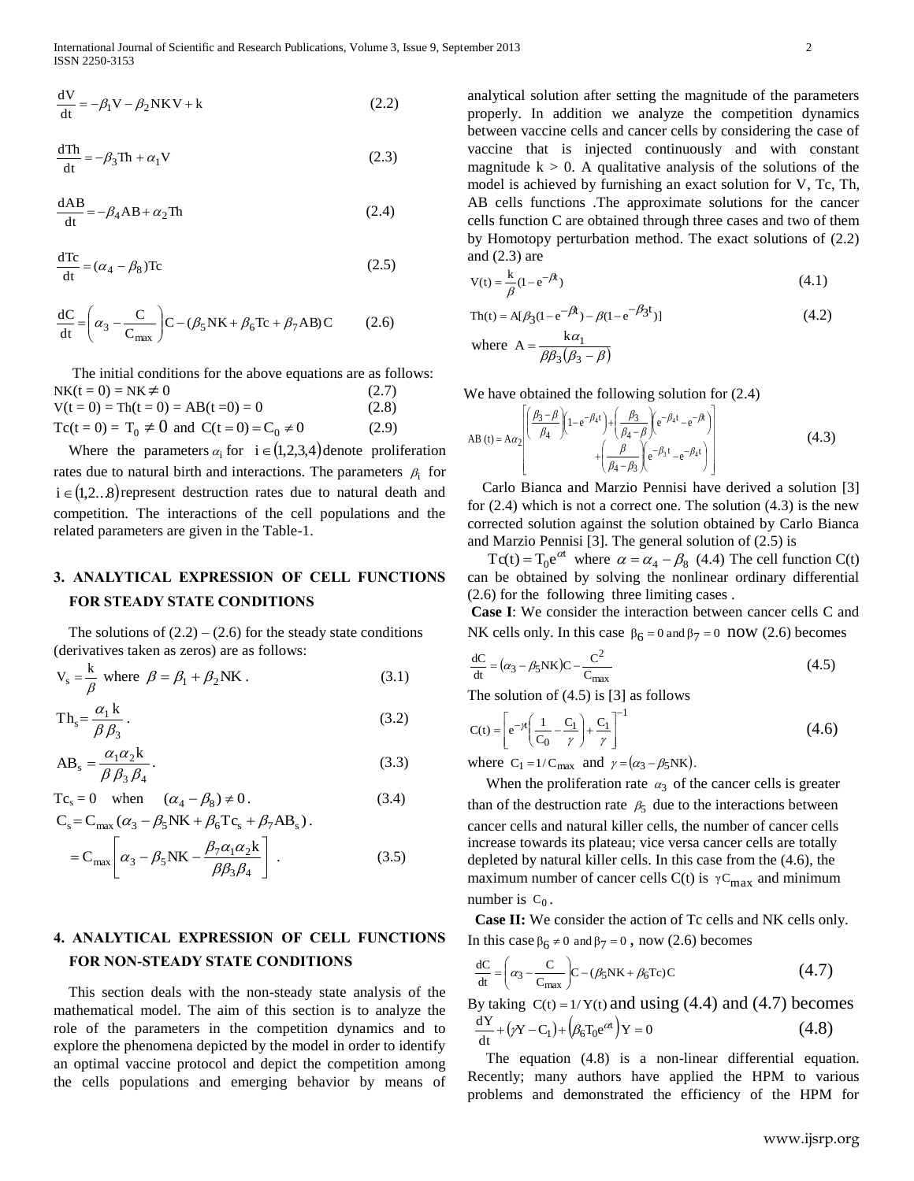$$\frac{dV}{dt} = -\beta_1 V - \beta_2 NKV + k \quad (2.2)$$

$$\frac{dTh}{dt} = -\beta_3 Th + \alpha_1 V \quad (2.3)$$

$$\frac{dAB}{dt} = -\beta_4 AB + \alpha_2 Th \quad (2.4)$$

$$\frac{dTc}{dt} = (\alpha_4 - \beta_8) Tc \quad (2.5)$$

$$\frac{dC}{dt} = \left(\alpha_3 - \frac{C}{C_{max}}\right) C - (\beta_5 NK + \beta_6 Tc + \beta_7 AB) C \quad (2.6)$$

The initial conditions for the above equations are as follows:

$NK(t = 0) = NK \neq 0$ (2.7)

$V(t = 0) = Th(t = 0) = AB(t = 0) = 0$ (2.8)

$Tc(t = 0) = T_0 \neq 0$ and $C(t = 0) = C_0 \neq 0$ (2.9)

Where the parameters $\alpha_i$ for $i \in (1,2,3,4)$ denote proliferation rates due to natural birth and interactions. The parameters $\beta_i$ for $i \in (1,2...8)$ represent destruction rates due to natural death and competition. The interactions of the cell populations and the related parameters are given in the Table-1.

## 3. ANALYTICAL EXPRESSION OF CELL FUNCTIONS FOR STEADY STATE CONDITIONS

The solutions of (2.2) – (2.6) for the steady state conditions (derivatives taken as zeros) are as follows:

$$V_s = \frac{k}{\beta} \text{ where } \beta = \beta_1 + \beta_2 NK. \quad (3.1)$$

$$Th_s = \frac{\alpha_1 k}{\beta \beta_3}. \quad (3.2)$$

$$AB_s = \frac{\alpha_1 \alpha_2 k}{\beta \beta_3 \beta_4}. \quad (3.3)$$

$$Tc_s = 0 \quad \text{when} \quad (\alpha_4 - \beta_8) \neq 0. \quad (3.4)$$

$$C_s = C_{max}(\alpha_3 - \beta_5 NK + \beta_6 Tc_s + \beta_7 AB_s).$$

$$= C_{max}\left[\alpha_3 - \beta_5 NK - \frac{\beta_7 \alpha_1 \alpha_2 k}{\beta \beta_3 \beta_4}\right]. \quad (3.5)$$

## 4. ANALYTICAL EXPRESSION OF CELL FUNCTIONS FOR NON-STEADY STATE CONDITIONS

This section deals with the non-steady state analysis of the mathematical model. The aim of this section is to analyze the role of the parameters in the competition dynamics and to explore the phenomena depicted by the model in order to identify an optimal vaccine protocol and depict the competition among the cells populations and emerging behavior by means of analytical solution after setting the magnitude of the parameters properly. In addition we analyze the competition dynamics between vaccine cells and cancer cells by considering the case of vaccine that is injected continuously and with constant magnitude $k > 0$. A qualitative analysis of the solutions of the model is achieved by furnishing an exact solution for V, Tc, Th, AB cells functions .The approximate solutions for the cancer cells function C are obtained through three cases and two of them by Homotopy perturbation method. The exact solutions of (2.2) and (2.3) are

$$V(t) = \frac{k}{\beta}(1 - e^{-\beta t}) \quad (4.1)$$

$$Th(t) = A[\beta_3(1 - e^{-\beta t}) - \beta(1 - e^{-\beta_3 t})] \quad (4.2)$$

$$\text{where } A = \frac{k\alpha_1}{\beta\beta_3(\beta_3 - \beta)}$$

We have obtained the following solution for (2.4)

$$AB(t) = A\alpha_2\left[\left(\frac{\beta_3 - \beta}{\beta_4}\right)\left(1 - e^{-\beta_4 t}\right) + \left(\frac{\beta_3}{\beta_4 - \beta}\right)\left(e^{-\beta_4 t} - e^{-\beta t}\right) + \left(\frac{\beta}{\beta_4 - \beta_3}\right)\left(e^{-\beta_3 t} - e^{-\beta_4 t}\right)\right] \quad (4.3)$$

Carlo Bianca and Marzio Pennisi have derived a solution [3] for (2.4) which is not a correct one. The solution (4.3) is the new corrected solution against the solution obtained by Carlo Bianca and Marzio Pennisi [3]. The general solution of (2.5) is

$Tc(t) = T_0 e^{\alpha t}$ where $\alpha = \alpha_4 - \beta_8$ (4.4) The cell function C(t) can be obtained by solving the nonlinear ordinary differential (2.6) for the following three limiting cases .

**Case I**: We consider the interaction between cancer cells C and NK cells only. In this case $\beta_6 = 0$ and $\beta_7 = 0$ now (2.6) becomes

$$\frac{dC}{dt} = (\alpha_3 - \beta_5 NK)C - \frac{C^2}{C_{max}} \quad (4.5)$$

The solution of (4.5) is [3] as follows

$$C(t) = \left[e^{-\gamma t}\left(\frac{1}{C_0} - \frac{C_1}{\gamma}\right) + \frac{C_1}{\gamma}\right]^{-1} \quad (4.6)$$

where $C_1 = 1/C_{max}$ and $\gamma = (\alpha_3 - \beta_5 NK)$.

When the proliferation rate $\alpha_3$ of the cancer cells is greater than of the destruction rate $\beta_5$ due to the interactions between cancer cells and natural killer cells, the number of cancer cells increase towards its plateau; vice versa cancer cells are totally depleted by natural killer cells. In this case from the (4.6), the maximum number of cancer cells C(t) is $\gamma C_{max}$ and minimum number is $C_0$.

**Case II:** We consider the action of Tc cells and NK cells only. In this case $\beta_6 \neq 0$ and $\beta_7 = 0$ **,** now (2.6) becomes

$$\frac{dC}{dt} = \left(\alpha_3 - \frac{C}{C_{max}}\right)C - (\beta_5 NK + \beta_6 Tc)C \quad (4.7)$$

By taking $C(t) = 1/Y(t)$ and using (4.4) and (4.7) becomes

$$\frac{dY}{dt} + (\gamma Y - C_1) + \left(\beta_6 T_0 e^{\alpha t}\right)Y = 0 \quad (4.8)$$

The equation (4.8) is a non-linear differential equation. Recently; many authors have applied the HPM to various problems and demonstrated the efficiency of the HPM for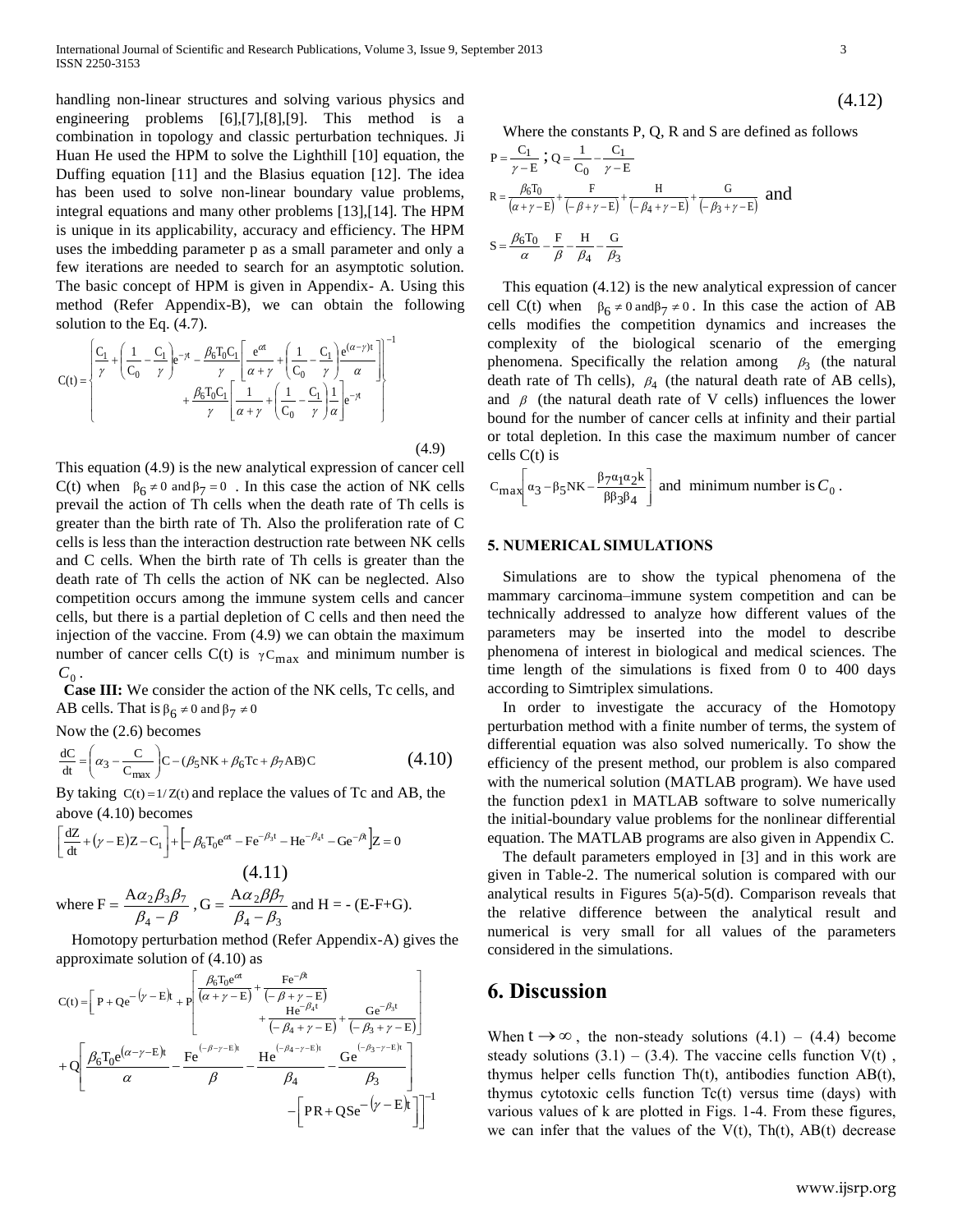handling non-linear structures and solving various physics and engineering problems [6],[7],[8],[9]. This method is a combination in topology and classic perturbation techniques. Ji Huan He used the HPM to solve the Lighthill [10] equation, the Duffing equation [11] and the Blasius equation [12]. The idea has been used to solve non-linear boundary value problems, integral equations and many other problems [13],[14]. The HPM is unique in its applicability, accuracy and efficiency. The HPM uses the imbedding parameter p as a small parameter and only a few iterations are needed to search for an asymptotic solution. The basic concept of HPM is given in Appendix- A. Using this method (Refer Appendix-B), we can obtain the following solution to the Eq. (4.7).

$$C(t)=\left\{\begin{aligned}&\frac{C_1}{\gamma}+\left(\frac{1}{C_0}-\frac{C_1}{\gamma}\right)e^{-\gamma t}-\frac{\beta_6 T_0 C_1}{\gamma}\left[\frac{e^{\alpha t}}{\alpha+\gamma}+\left(\frac{1}{C_0}-\frac{C_1}{\gamma}\right)\frac{e^{(\alpha-\gamma)t}}{\alpha}\right]\\&+\frac{\beta_6 T_0 C_1}{\gamma}\left[\frac{1}{\alpha+\gamma}+\left(\frac{1}{C_0}-\frac{C_1}{\gamma}\right)\frac{1}{\alpha}\right]e^{-\gamma t}\end{aligned}\right\}^{-1} \tag{4.9}$$

This equation (4.9) is the new analytical expression of cancer cell C(t) when $\beta_6 \neq 0$ and $\beta_7 = 0$ . In this case the action of NK cells prevail the action of Th cells when the death rate of Th cells is greater than the birth rate of Th. Also the proliferation rate of C cells is less than the interaction destruction rate between NK cells and C cells. When the birth rate of Th cells is greater than the death rate of Th cells the action of NK can be neglected. Also competition occurs among the immune system cells and cancer cells, but there is a partial depletion of C cells and then need the injection of the vaccine. From (4.9) we can obtain the maximum number of cancer cells C(t) is $\gamma C_{max}$ and minimum number is $C_0$.

**Case III:** We consider the action of the NK cells, Tc cells, and AB cells. That is $\beta_6 \neq 0$ and $\beta_7 \neq 0$

Now the (2.6) becomes

$$\frac{dC}{dt}=\left(\alpha_3-\frac{C}{C_{max}}\right)C-(\beta_5 NK+\beta_6 Tc+\beta_7 AB)C \tag{4.10}$$

By taking $C(t)=1/Z(t)$ and replace the values of Tc and AB, the above (4.10) becomes

$$\left[\frac{dZ}{dt}+(\gamma-E)Z-C_1\right]+\left[-\beta_6 T_0 e^{\alpha t}-Fe^{-\beta_3 t}-He^{-\beta_4 t}-Ge^{-\beta t}\right]Z=0 \tag{4.11}$$

where $F=\dfrac{A\alpha_2\beta_3\beta_7}{\beta_4-\beta}$ , $G=\dfrac{A\alpha_2\beta\beta_7}{\beta_4-\beta_3}$ and H = - (E-F+G).

Homotopy perturbation method (Refer Appendix-A) gives the approximate solution of (4.10) as

$$C(t)=\left[P+Qe^{-(\gamma-E)t}+P\left[\frac{\beta_6 T_0 e^{\alpha t}}{(\alpha+\gamma-E)}+\frac{Fe^{-\beta t}}{(-\beta+\gamma-E)}+\frac{He^{-\beta_4 t}}{(-\beta_4+\gamma-E)}+\frac{Ge^{-\beta_3 t}}{(-\beta_3+\gamma-E)}\right]\right.$$
$$\left.+Q\left[\frac{\beta_6 T_0 e^{(\alpha-\gamma-E)t}}{\alpha}-\frac{Fe^{(-\beta-\gamma-E)t}}{\beta}-\frac{He^{(-\beta_4-\gamma-E)t}}{\beta_4}-\frac{Ge^{(-\beta_3-\gamma-E)t}}{\beta_3}\right]-\left[PR+QSe^{-(\gamma-E)t}\right]\right]^{-1} \tag{4.12}$$

Where the constants P, Q, R and S are defined as follows

$P=\dfrac{C_1}{\gamma-E}$ ; $Q=\dfrac{1}{C_0}-\dfrac{C_1}{\gamma-E}$

$R=\dfrac{\beta_6 T_0}{(\alpha+\gamma-E)}+\dfrac{F}{(-\beta+\gamma-E)}+\dfrac{H}{(-\beta_4+\gamma-E)}+\dfrac{G}{(-\beta_3+\gamma-E)}$ and

$S=\dfrac{\beta_6 T_0}{\alpha}-\dfrac{F}{\beta}-\dfrac{H}{\beta_4}-\dfrac{G}{\beta_3}$

This equation (4.12) is the new analytical expression of cancer cell C(t) when $\beta_6 \neq 0$ and $\beta_7 \neq 0$. In this case the action of AB cells modifies the competition dynamics and increases the complexity of the biological scenario of the emerging phenomena. Specifically the relation among $\beta_3$ (the natural death rate of Th cells), $\beta_4$ (the natural death rate of AB cells), and $\beta$ (the natural death rate of V cells) influences the lower bound for the number of cancer cells at infinity and their partial or total depletion. In this case the maximum number of cancer cells C(t) is

$C_{max}\left[\alpha_3-\beta_5 NK-\dfrac{\beta_7\alpha_1\alpha_2 k}{\beta\beta_3\beta_4}\right]$ and minimum number is $C_0$.

## 5. NUMERICAL SIMULATIONS

Simulations are to show the typical phenomena of the mammary carcinoma–immune system competition and can be technically addressed to analyze how different values of the parameters may be inserted into the model to describe phenomena of interest in biological and medical sciences. The time length of the simulations is fixed from 0 to 400 days according to Simtriplex simulations.

In order to investigate the accuracy of the Homotopy perturbation method with a finite number of terms, the system of differential equation was also solved numerically. To show the efficiency of the present method, our problem is also compared with the numerical solution (MATLAB program). We have used the function pdex1 in MATLAB software to solve numerically the initial-boundary value problems for the nonlinear differential equation. The MATLAB programs are also given in Appendix C.

The default parameters employed in [3] and in this work are given in Table-2. The numerical solution is compared with our analytical results in Figures 5(a)-5(d). Comparison reveals that the relative difference between the analytical result and numerical is very small for all values of the parameters considered in the simulations.

# 6. Discussion

When $t \to \infty$ , the non-steady solutions (4.1) – (4.4) become steady solutions (3.1) – (3.4). The vaccine cells function V(t) , thymus helper cells function Th(t), antibodies function AB(t), thymus cytotoxic cells function Tc(t) versus time (days) with various values of k are plotted in Figs. 1-4. From these figures, we can infer that the values of the V(t), Th(t), AB(t) decrease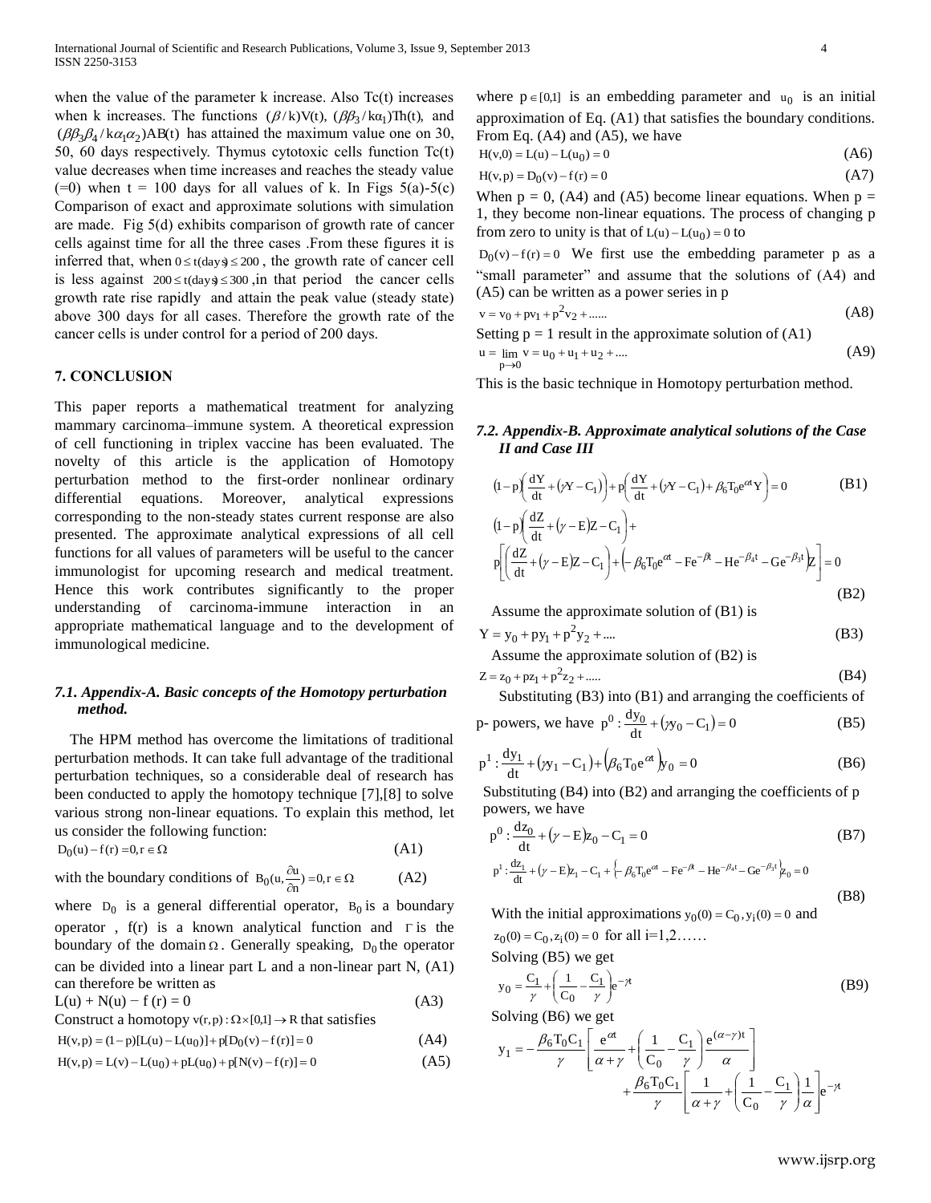when the value of the parameter k increase. Also Tc(t) increases when k increases. The functions $(\beta/k)V(t)$, $(\beta\beta_3/k\alpha_1)Th(t)$, and $(\beta\beta_3\beta_4/k\alpha_1\alpha_2)AB(t)$ has attained the maximum value one on 30, 50, 60 days respectively. Thymus cytotoxic cells function Tc(t) value decreases when time increases and reaches the steady value (=0) when t = 100 days for all values of k. In Figs 5(a)-5(c) Comparison of exact and approximate solutions with simulation are made. Fig 5(d) exhibits comparison of growth rate of cancer cells against time for all the three cases .From these figures it is inferred that, when $0 \le t(\text{days}) \le 200$ , the growth rate of cancer cell is less against $200 \le t(\text{days}) \le 300$ ,in that period the cancer cells growth rate rise rapidly and attain the peak value (steady state) above 300 days for all cases. Therefore the growth rate of the cancer cells is under control for a period of 200 days.

## 7. CONCLUSION

This paper reports a mathematical treatment for analyzing mammary carcinoma–immune system. A theoretical expression of cell functioning in triplex vaccine has been evaluated. The novelty of this article is the application of Homotopy perturbation method to the first-order nonlinear ordinary differential equations. Moreover, analytical expressions corresponding to the non-steady states current response are also presented. The approximate analytical expressions of all cell functions for all values of parameters will be useful to the cancer immunologist for upcoming research and medical treatment. Hence this work contributes significantly to the proper understanding of carcinoma-immune interaction in an appropriate mathematical language and to the development of immunological medicine.

### *7.1. Appendix-A. Basic concepts of the Homotopy perturbation method.*

The HPM method has overcome the limitations of traditional perturbation methods. It can take full advantage of the traditional perturbation techniques, so a considerable deal of research has been conducted to apply the homotopy technique [7],[8] to solve various strong non-linear equations. To explain this method, let us consider the following function:

$$D_0(u) - f(r) = 0, r \in \Omega \tag{A1}$$

with the boundary conditions of $B_0(u, \frac{\partial u}{\partial n}) = 0, r \in \Omega$ (A2)

where $D_0$ is a general differential operator, $B_0$ is a boundary operator , f(r) is a known analytical function and $\Gamma$ is the boundary of the domain $\Omega$. Generally speaking, $D_0$ the operator can be divided into a linear part L and a non-linear part N, (A1) can therefore be written as

$$L(u) + N(u) - f(r) = 0 \tag{A3}$$

Construct a homotopy $v(r,p) : \Omega \times [0,1] \to R$ that satisfies

$$H(v,p) = (1-p)[L(u) - L(u_0)] + p[D_0(v) - f(r)] = 0 \tag{A4}$$

$$H(v,p) = L(v) - L(u_0) + pL(u_0) + p[N(v) - f(r)] = 0 \tag{A5}$$

where $p \in [0,1]$ is an embedding parameter and $u_0$ is an initial approximation of Eq. (A1) that satisfies the boundary conditions. From Eq. (A4) and (A5), we have

$$H(v,0) = L(u) - L(u_0) = 0 \tag{A6}$$

$$H(v,p) = D_0(v) - f(r) = 0 \tag{A7}$$

When p = 0, (A4) and (A5) become linear equations. When p = 1, they become non-linear equations. The process of changing p from zero to unity is that of $L(u) - L(u_0) = 0$ to $D_0(v) - f(r) = 0$ We first use the embedding parameter p as a "small parameter" and assume that the solutions of (A4) and (A5) can be written as a power series in p

$$v = v_0 + pv_1 + p^2 v_2 + ...... \tag{A8}$$

Setting p = 1 result in the approximate solution of (A1)

$$u = \lim_{p \to 0} v = u_0 + u_1 + u_2 + .... \tag{A9}$$

This is the basic technique in Homotopy perturbation method.

### *7.2. Appendix-B. Approximate analytical solutions of the Case II and Case III*

$$(1-p)\left(\frac{dY}{dt} + (\gamma Y - C_1)\right) + p\left(\frac{dY}{dt} + (\gamma Y - C_1) + \beta_6 T_0 e^{\alpha t} Y\right) = 0 \tag{B1}$$

$$(1-p)\left(\frac{dZ}{dt} + (\gamma - E)Z - C_1\right) + p\left[\left(\frac{dZ}{dt} + (\gamma - E)Z - C_1\right) + \left(-\beta_6 T_0 e^{\alpha t} - F e^{-\beta t} - H e^{-\beta_4 t} - G e^{-\beta_3 t}\right)Z\right] = 0 \tag{B2}$$

Assume the approximate solution of (B1) is

$$Y = y_0 + py_1 + p^2 y_2 + .... \tag{B3}$$

Assume the approximate solution of (B2) is

$$Z = z_0 + pz_1 + p^2 z_2 + ..... \tag{B4}$$

Substituting (B3) into (B1) and arranging the coefficients of p- powers, we have $p^0 : \frac{dy_0}{dt} + (\gamma y_0 - C_1) = 0$ (B5)

$$p^1 : \frac{dy_1}{dt} + (\gamma y_1 - C_1) + \left(\beta_6 T_0 e^{\alpha t}\right) y_0 = 0 \tag{B6}$$

Substituting (B4) into (B2) and arranging the coefficients of p powers, we have

$$p^0 : \frac{dz_0}{dt} + (\gamma - E)z_0 - C_1 = 0 \tag{B7}$$

$$p^1 : \frac{dz_1}{dt} + (\gamma - E)z_1 - C_1 + \left(-\beta_6 T_0 e^{\alpha t} - F e^{-\beta t} - H e^{-\beta_4 t} - G e^{-\beta_3 t}\right) z_0 = 0 \tag{B8}$$

With the initial approximations $y_0(0) = C_0, y_i(0) = 0$ and $z_0(0) = C_0, z_i(0) = 0$ for all i=1,2……

Solving (B5) we get

$$y_0 = \frac{C_1}{\gamma} + \left(\frac{1}{C_0} - \frac{C_1}{\gamma}\right) e^{-\gamma t} \tag{B9}$$

Solving (B6) we get

$$y_1 = -\frac{\beta_6 T_0 C_1}{\gamma}\left[\frac{e^{\alpha t}}{\alpha + \gamma} + \left(\frac{1}{C_0} - \frac{C_1}{\gamma}\right)\frac{e^{(\alpha - \gamma)t}}{\alpha}\right] + \frac{\beta_6 T_0 C_1}{\gamma}\left[\frac{1}{\alpha + \gamma} + \left(\frac{1}{C_0} - \frac{C_1}{\gamma}\right)\frac{1}{\alpha}\right] e^{-\gamma t}$$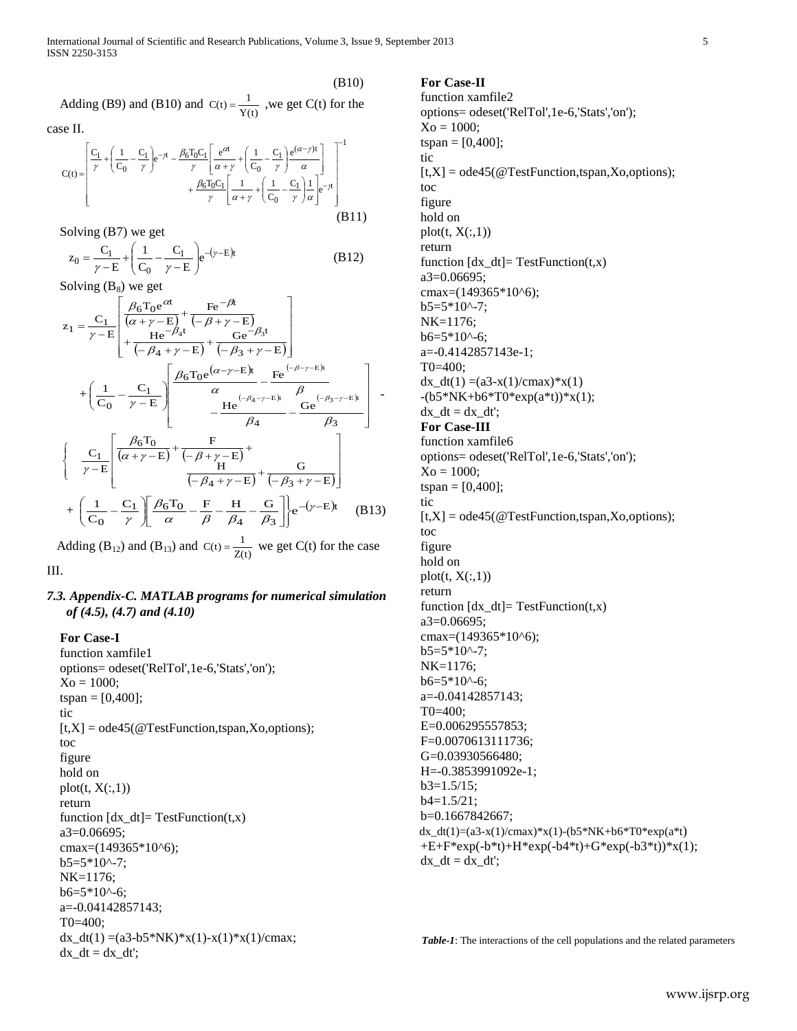$$(B10)$$

Adding (B9) and (B10) and $C(t)=\frac{1}{Y(t)}$ ,we get C(t) for the case II.

$$C(t)=\left[\begin{array}{l}\frac{C_1}{\gamma}+\left(\frac{1}{C_0}-\frac{C_1}{\gamma}\right)e^{-\gamma t}-\frac{\beta_6 T_0 C_1}{\gamma}\left[\frac{e^{\alpha t}}{\alpha+\gamma}+\left(\frac{1}{C_0}-\frac{C_1}{\gamma}\right)\frac{e^{(\alpha-\gamma)t}}{\alpha}\right]\\ \qquad +\frac{\beta_6 T_0 C_1}{\gamma}\left[\frac{1}{\alpha+\gamma}+\left(\frac{1}{C_0}-\frac{C_1}{\gamma}\right)\frac{1}{\alpha}\right]e^{-\gamma t}\end{array}\right]^{-1} \tag{B11}$$

Solving (B7) we get

$$z_0=\frac{C_1}{\gamma-E}+\left(\frac{1}{C_0}-\frac{C_1}{\gamma-E}\right)e^{-(\gamma-E)t} \tag{B12}$$

Solving ($B_8$) we get

$$\begin{aligned} z_1 = &\frac{C_1}{\gamma-E}\left[\frac{\beta_6 T_0 e^{\alpha t}}{(\alpha+\gamma-E)}+\frac{Fe^{-\beta t}}{(-\beta+\gamma-E)}+\frac{He^{-\beta_4 t}}{(-\beta_4+\gamma-E)}+\frac{Ge^{-\beta_3 t}}{(-\beta_3+\gamma-E)}\right] \\ &+\left(\frac{1}{C_0}-\frac{C_1}{\gamma-E}\right)\left[\frac{\beta_6 T_0 e^{(\alpha-\gamma-E)t}}{\alpha}-\frac{Fe^{(-\beta-\gamma-E)t}}{\beta}-\frac{He^{(-\beta_4-\gamma-E)t}}{\beta_4}-\frac{Ge^{(-\beta_3-\gamma-E)t}}{\beta_3}\right] - \\ &\left\{\frac{C_1}{\gamma-E}\left[\frac{\beta_6 T_0}{(\alpha+\gamma-E)}+\frac{F}{(-\beta+\gamma-E)}+\frac{H}{(-\beta_4+\gamma-E)}+\frac{G}{(-\beta_3+\gamma-E)}\right]\right. \\ &\left.+\left(\frac{1}{C_0}-\frac{C_1}{\gamma}\right)\left[\frac{\beta_6 T_0}{\alpha}-\frac{F}{\beta}-\frac{H}{\beta_4}-\frac{G}{\beta_3}\right]\right\}e^{-(\gamma-E)t} \end{aligned} \tag{B13}$$

Adding ($B_{12}$) and ($B_{13}$) and $C(t)=\frac{1}{Z(t)}$ we get C(t) for the case III.

### *7.3. Appendix-C. MATLAB programs for numerical simulation of (4.5), (4.7) and (4.10)*

**For Case-I**

```
function xamfile1
options= odeset('RelTol',1e-6,'Stats','on');
Xo = 1000;
tspan = [0,400];
tic
[t,X] = ode45(@TestFunction,tspan,Xo,options);
toc
figure
hold on
plot(t, X(:,1))
return
function [dx_dt]= TestFunction(t,x)
a3=0.06695;
cmax=(149365*10^6);
b5=5*10^-7;
NK=1176;
b6=5*10^-6;
a=-0.04142857143;
T0=400;
dx_dt(1) =(a3-b5*NK)*x(1)-x(1)*x(1)/cmax;
dx_dt = dx_dt';
```

**For Case-II**

```
function xamfile2
options= odeset('RelTol',1e-6,'Stats','on');
Xo = 1000;
tspan = [0,400];
tic
[t,X] = ode45(@TestFunction,tspan,Xo,options);
toc
figure
hold on
plot(t, X(:,1))
return
function [dx_dt]= TestFunction(t,x)
a3=0.06695;
cmax=(149365*10^6);
b5=5*10^-7;
NK=1176;
b6=5*10^-6;
a=-0.4142857143e-1;
T0=400;
dx_dt(1) =(a3-x(1)/cmax)*x(1)
-(b5*NK+b6*T0*exp(a*t))*x(1);
dx_dt = dx_dt';
```

**For Case-III**

```
function xamfile6
options= odeset('RelTol',1e-6,'Stats','on');
Xo = 1000;
tspan = [0,400];
tic
[t,X] = ode45(@TestFunction,tspan,Xo,options);
toc
figure
hold on
plot(t, X(:,1))
return
function [dx_dt]= TestFunction(t,x)
a3=0.06695;
cmax=(149365*10^6);
b5=5*10^-7;
NK=1176;
b6=5*10^-6;
a=-0.04142857143;
T0=400;
E=0.006295557853;
F=0.0070613111736;
G=0.03930566480;
H=-0.3853991092e-1;
b3=1.5/15;
b4=1.5/21;
b=0.1667842667;
dx_dt(1)=(a3-x(1)/cmax)*x(1)-(b5*NK+b6*T0*exp(a*t)
+E+F*exp(-b*t)+H*exp(-b4*t)+G*exp(-b3*t))*x(1);
dx_dt = dx_dt';
```

***Table-1***: The interactions of the cell populations and the related parameters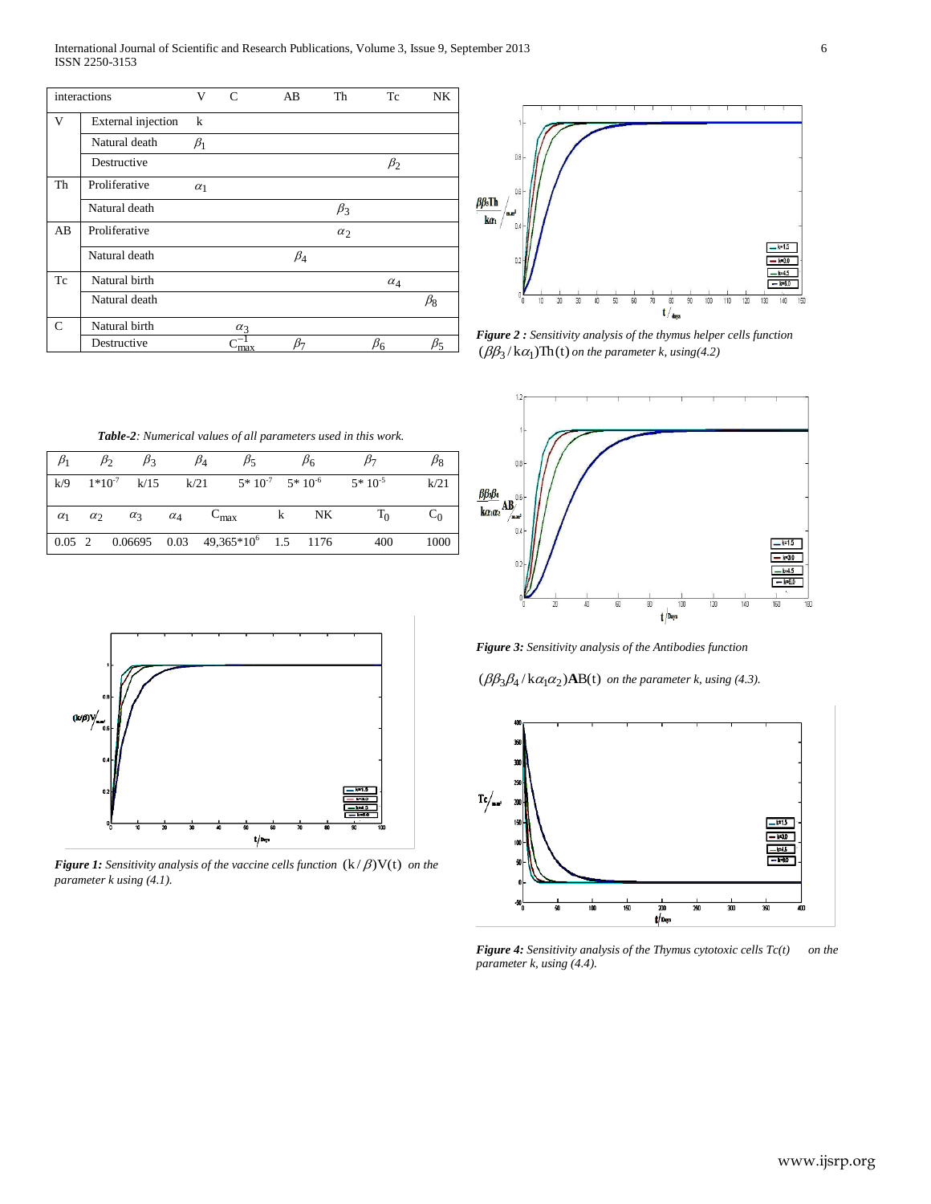| interactions | | V | C | AB | Th | Tc | NK |
|---|---|---|---|---|---|---|---|
| V | External injection | k | | | | | |
| | Natural death | $\beta_1$ | | | | | |
| | Destructive | | | | | $\beta_2$ | |
| Th | Proliferative | $\alpha_1$ | | | | | |
| | Natural death | | | | $\beta_3$ | | |
| AB | Proliferative | | | | $\alpha_2$ | | |
| | Natural death | | | $\beta_4$ | | | |
| Tc | Natural birth | | | | | $\alpha_4$ | |
| | Natural death | | | | | | $\beta_8$ |
| C | Natural birth | | $\alpha_3$ | | | | |
| | Destructive | | $C_{max}^{-1}$ | $\beta_7$ | | $\beta_6$ | $\beta_5$ |

***Table-2**: Numerical values of all parameters used in this work.*

| $\beta_1$ | $\beta_2$ | $\beta_3$ | $\beta_4$ | $\beta_5$ | $\beta_6$ | $\beta_7$ | $\beta_8$ |
|---|---|---|---|---|---|---|---|
| k/9 | $1*10^{-7}$ | k/15 | k/21 | $5*10^{-7}$ | $5*10^{-6}$ | $5*10^{-5}$ | k/21 |
| $\alpha_1$ | $\alpha_2$ | $\alpha_3$ | $\alpha_4$ | $C_{max}$ | k | NK | $T_0$ | $C_0$ |
| 0.05 | 2 | 0.06695 | 0.03 | $49{,}365*10^6$ | 1.5 | 1176 | 400 | 1000 |

***Figure 1:** Sensitivity analysis of the vaccine cells function $(k/\beta)V(t)$ on the parameter k using (4.1).*

***Figure 2 :** Sensitivity analysis of the thymus helper cells function $(\beta\beta_3/k\alpha_1)Th(t)$ on the parameter k, using(4.2)*

***Figure 3:** Sensitivity analysis of the Antibodies function $(\beta\beta_3\beta_4/k\alpha_1\alpha_2)\mathbf{AB}(t)$ on the parameter k, using (4.3).*

***Figure 4:** Sensitivity analysis of the Thymus cytotoxic cells Tc(t) on the parameter k, using (4.4).*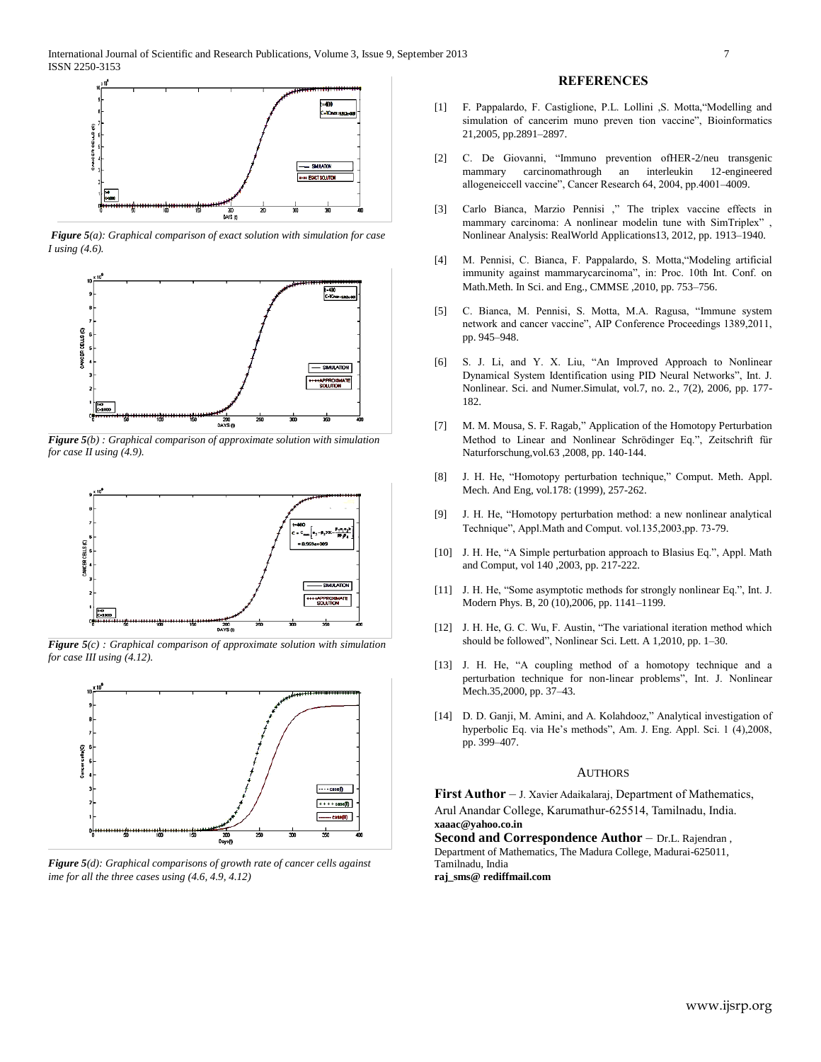*Figure 5(a): Graphical comparison of exact solution with simulation for case I using (4.6).*

*Figure 5(b) : Graphical comparison of approximate solution with simulation for case II using (4.9).*

*Figure 5(c) : Graphical comparison of approximate solution with simulation for case III using (4.12).*

*Figure 5(d): Graphical comparisons of growth rate of cancer cells against ime for all the three cases using (4.6, 4.9, 4.12)*

## REFERENCES

[1] F. Pappalardo, F. Castiglione, P.L. Lollini ,S. Motta,"Modelling and simulation of cancerim muno preven tion vaccine", Bioinformatics 21,2005, pp.2891–2897.

[2] C. De Giovanni, "Immuno prevention ofHER-2/neu transgenic mammary carcinomathrough an interleukin 12-engineered allogeneiccell vaccine", Cancer Research 64, 2004, pp.4001–4009.

[3] Carlo Bianca, Marzio Pennisi ," The triplex vaccine effects in mammary carcinoma: A nonlinear modelin tune with SimTriplex" , Nonlinear Analysis: RealWorld Applications13, 2012, pp. 1913–1940.

[4] M. Pennisi, C. Bianca, F. Pappalardo, S. Motta,"Modeling artificial immunity against mammarycarcinoma", in: Proc. 10th Int. Conf. on Math.Meth. In Sci. and Eng., CMMSE ,2010, pp. 753–756.

[5] C. Bianca, M. Pennisi, S. Motta, M.A. Ragusa, "Immune system network and cancer vaccine", AIP Conference Proceedings 1389,2011, pp. 945–948.

[6] S. J. Li, and Y. X. Liu, "An Improved Approach to Nonlinear Dynamical System Identification using PID Neural Networks", Int. J. Nonlinear. Sci. and Numer.Simulat, vol.7, no. 2., 7(2), 2006, pp. 177-182.

[7] M. M. Mousa, S. F. Ragab," Application of the Homotopy Perturbation Method to Linear and Nonlinear Schrödinger Eq.", Zeitschrift für Naturforschung,vol.63 ,2008, pp. 140-144.

[8] J. H. He, "Homotopy perturbation technique," Comput. Meth. Appl. Mech. And Eng, vol.178: (1999), 257-262.

[9] J. H. He, "Homotopy perturbation method: a new nonlinear analytical Technique", Appl.Math and Comput. vol.135,2003,pp. 73-79.

[10] J. H. He, "A Simple perturbation approach to Blasius Eq.", Appl. Math and Comput, vol 140 ,2003, pp. 217-222.

[11] J. H. He, "Some asymptotic methods for strongly nonlinear Eq.", Int. J. Modern Phys. B, 20 (10),2006, pp. 1141–1199.

[12] J. H. He, G. C. Wu, F. Austin, "The variational iteration method which should be followed", Nonlinear Sci. Lett. A 1,2010, pp. 1–30.

[13] J. H. He, "A coupling method of a homotopy technique and a perturbation technique for non-linear problems", Int. J. Nonlinear Mech.35,2000, pp. 37–43.

[14] D. D. Ganji, M. Amini, and A. Kolahdooz," Analytical investigation of hyperbolic Eq. via He's methods", Am. J. Eng. Appl. Sci. 1 (4),2008, pp. 399–407.

## AUTHORS

**First Author** – J. Xavier Adaikalaraj, Department of Mathematics, Arul Anandar College, Karumathur-625514, Tamilnadu, India. **xaaac@yahoo.co.in**

**Second and Correspondence Author** – Dr.L. Rajendran , Department of Mathematics, The Madura College, Madurai-625011, Tamilnadu, India **raj_sms@ rediffmail.com**